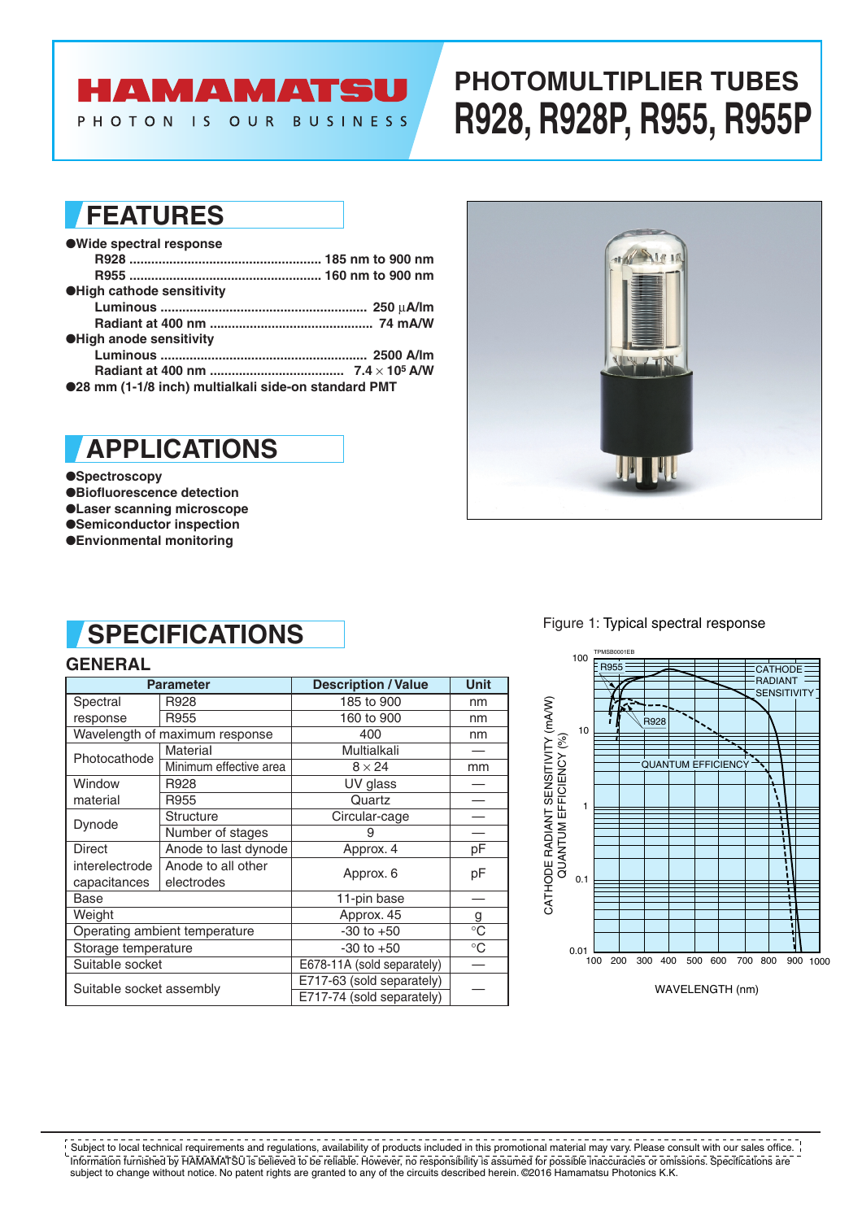# HAMAMATSU

PHOTON IS OUR BUSINESS

# PHOTOMULTIPLIER TUBES
# R928, R928P, R955, R955P

## FEATURES

- **Wide spectral response**
  - **R928 .................................................... 185 nm to 900 nm**
  - **R955 .................................................... 160 nm to 900 nm**
- **High cathode sensitivity**
  - **Luminous ........................................................ 250 µA/lm**
  - **Radiant at 400 nm ............................................ 74 mA/W**
- **High anode sensitivity**
  - **Luminous ........................................................ 2500 A/lm**
  - **Radiant at 400 nm .................................... 7.4 × $10^5$ A/W**
- **28 mm (1-1/8 inch) multialkali side-on standard PMT**

## APPLICATIONS

- **Spectroscopy**
- **Biofluorescence detection**
- **Laser scanning microscope**
- **Semiconductor inspection**
- **Envionmental monitoring**

## SPECIFICATIONS

### GENERAL

| Parameter | | Description / Value | Unit |
|---|---|---|---|
| Spectral response | R928 | 185 to 900 | nm |
| | R955 | 160 to 900 | nm |
| Wavelength of maximum response | | 400 | nm |
| Photocathode | Material | Multialkali | — |
| | Minimum effective area | 8 × 24 | mm |
| Window material | R928 | UV glass | — |
| | R955 | Quartz | — |
| Dynode | Structure | Circular-cage | — |
| | Number of stages | 9 | — |
| Direct interelectrode capacitances | Anode to last dynode | Approx. 4 | pF |
| | Anode to all other electrodes | Approx. 6 | pF |
| Base | | 11-pin base | — |
| Weight | | Approx. 45 | g |
| Operating ambient temperature | | -30 to +50 | °C |
| Storage temperature | | -30 to +50 | °C |
| Suitable socket | | E678-11A (sold separately) | — |
| Suitable socket assembly | | E717-63 (sold separately) E717-74 (sold separately) | — |

Figure 1: Typical spectral response

Subject to local technical requirements and regulations, availability of products included in this promotional material may vary. Please consult with our sales office. Information furnished by HAMAMATSU is believed to be reliable. However, no responsibility is assumed for possible inaccuracies or omissions. Specifications are subject to change without notice. No patent rights are granted to any of the circuits described herein. ©2016 Hamamatsu Photonics K.K.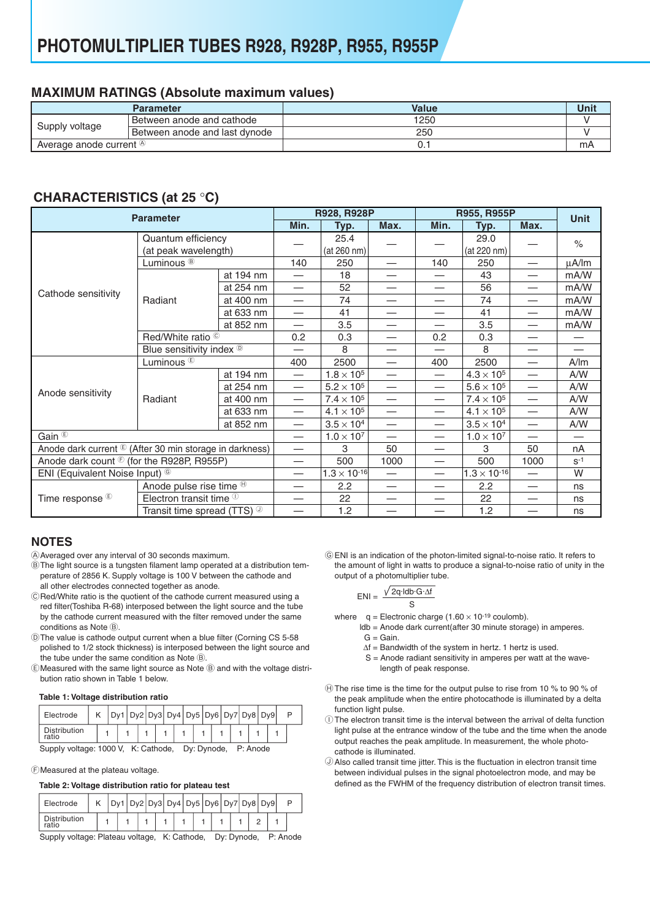# PHOTOMULTIPLIER TUBES R928, R928P, R955, R955P

## MAXIMUM RATINGS (Absolute maximum values)

| Parameter | | Value | Unit |
|---|---|---|---|
| Supply voltage | Between anode and cathode | 1250 | V |
| | Between anode and last dynode | 250 | V |
| Average anode current Ⓐ | | 0.1 | mA |

## CHARACTERISTICS (at 25 °C)

| Parameter | | | R928, R928P | | | R955, R955P | | | Unit |
|---|---|---|---|---|---|---|---|---|---|
| | | | Min. | Typ. | Max. | Min. | Typ. | Max. | |
| Cathode sensitivity | Quantum efficiency (at peak wavelength) | | — | 25.4 (at 260 nm) | — | — | 29.0 (at 220 nm) | — | % |
| | Luminous Ⓑ | | 140 | 250 | — | 140 | 250 | — | µA/lm |
| | Radiant | at 194 nm | — | 18 | — | — | 43 | — | mA/W |
| | | at 254 nm | — | 52 | — | — | 56 | — | mA/W |
| | | at 400 nm | — | 74 | — | — | 74 | — | mA/W |
| | | at 633 nm | — | 41 | — | — | 41 | — | mA/W |
| | | at 852 nm | — | 3.5 | — | — | 3.5 | — | mA/W |
| | Red/White ratio Ⓒ | | 0.2 | 0.3 | — | 0.2 | 0.3 | — | — |
| | Blue sensitivity index Ⓓ | | — | 8 | — | — | 8 | — | — |
| Anode sensitivity | Luminous Ⓔ | | 400 | 2500 | — | 400 | 2500 | — | A/lm |
| | Radiant | at 194 nm | — | $1.8 \times 10^5$ | — | — | $4.3 \times 10^5$ | — | A/W |
| | | at 254 nm | — | $5.2 \times 10^5$ | — | — | $5.6 \times 10^5$ | — | A/W |
| | | at 400 nm | — | $7.4 \times 10^5$ | — | — | $7.4 \times 10^5$ | — | A/W |
| | | at 633 nm | — | $4.1 \times 10^5$ | — | — | $4.1 \times 10^5$ | — | A/W |
| | | at 852 nm | — | $3.5 \times 10^4$ | — | — | $3.5 \times 10^4$ | — | A/W |
| Gain Ⓔ | | | — | $1.0 \times 10^7$ | — | — | $1.0 \times 10^7$ | — | — |
| Anode dark current Ⓔ (After 30 min storage in darkness) | | | — | 3 | 50 | — | 3 | 50 | nA |
| Anode dark count Ⓕ (for the R928P, R955P) | | | — | 500 | 1000 | — | 500 | 1000 | $s^{-1}$ |
| ENI (Equivalent Noise Input) Ⓖ | | | — | $1.3 \times 10^{-16}$ | — | — | $1.3 \times 10^{-16}$ | — | W |
| Time response Ⓔ | Anode pulse rise time Ⓗ | | — | 2.2 | — | — | 2.2 | — | ns |
| | Electron transit time Ⓘ | | — | 22 | — | — | 22 | — | ns |
| | Transit time spread (TTS) Ⓙ | | — | 1.2 | — | — | 1.2 | — | ns |

## NOTES

Ⓐ Averaged over any interval of 30 seconds maximum.

Ⓑ The light source is a tungsten filament lamp operated at a distribution temperature of 2856 K. Supply voltage is 100 V between the cathode and all other electrodes connected together as anode.

Ⓒ Red/White ratio is the quotient of the cathode current measured using a red filter(Toshiba R-68) interposed between the light source and the tube by the cathode current measured with the filter removed under the same conditions as Note Ⓑ.

Ⓓ The value is cathode output current when a blue filter (Corning CS 5-58 polished to 1/2 stock thickness) is interposed between the light source and the tube under the same condition as Note Ⓑ.

Ⓔ Measured with the same light source as Note Ⓑ and with the voltage distribution ratio shown in Table 1 below.

**Table 1: Voltage distribution ratio**

| Electrode | K | Dy1 | Dy2 | Dy3 | Dy4 | Dy5 | Dy6 | Dy7 | Dy8 | Dy9 | P |
|---|---|---|---|---|---|---|---|---|---|---|---|
| Distribution ratio | 1 | 1 | 1 | 1 | 1 | 1 | 1 | 1 | 1 | 1 | |

Supply voltage: 1000 V, K: Cathode, Dy: Dynode, P: Anode

Ⓕ Measured at the plateau voltage.

**Table 2: Voltage distribution ratio for plateau test**

| Electrode | K | Dy1 | Dy2 | Dy3 | Dy4 | Dy5 | Dy6 | Dy7 | Dy8 | Dy9 | P |
|---|---|---|---|---|---|---|---|---|---|---|---|
| Distribution ratio | 1 | 1 | 1 | 1 | 1 | 1 | 1 | 1 | 2 | 1 | |

Supply voltage: Plateau voltage, K: Cathode, Dy: Dynode, P: Anode

Ⓖ ENI is an indication of the photon-limited signal-to-noise ratio. It refers to the amount of light in watts to produce a signal-to-noise ratio of unity in the output of a photomultiplier tube.

$$ENI = \frac{\sqrt{2q \cdot Idb \cdot G \cdot \Delta f}}{S}$$

where q = Electronic charge ($1.60 \times 10^{-19}$ coulomb).
Idb = Anode dark current(after 30 minute storage) in amperes.
G = Gain.
$\Delta f$ = Bandwidth of the system in hertz. 1 hertz is used.
S = Anode radiant sensitivity in amperes per watt at the wavelength of peak response.

Ⓗ The rise time is the time for the output pulse to rise from 10 % to 90 % of the peak amplitude when the entire photocathode is illuminated by a delta function light pulse.

Ⓘ The electron transit time is the interval between the arrival of delta function light pulse at the entrance window of the tube and the time when the anode output reaches the peak amplitude. In measurement, the whole photocathode is illuminated.

Ⓙ Also called transit time jitter. This is the fluctuation in electron transit time between individual pulses in the signal photoelectron mode, and may be defined as the FWHM of the frequency distribution of electron transit times.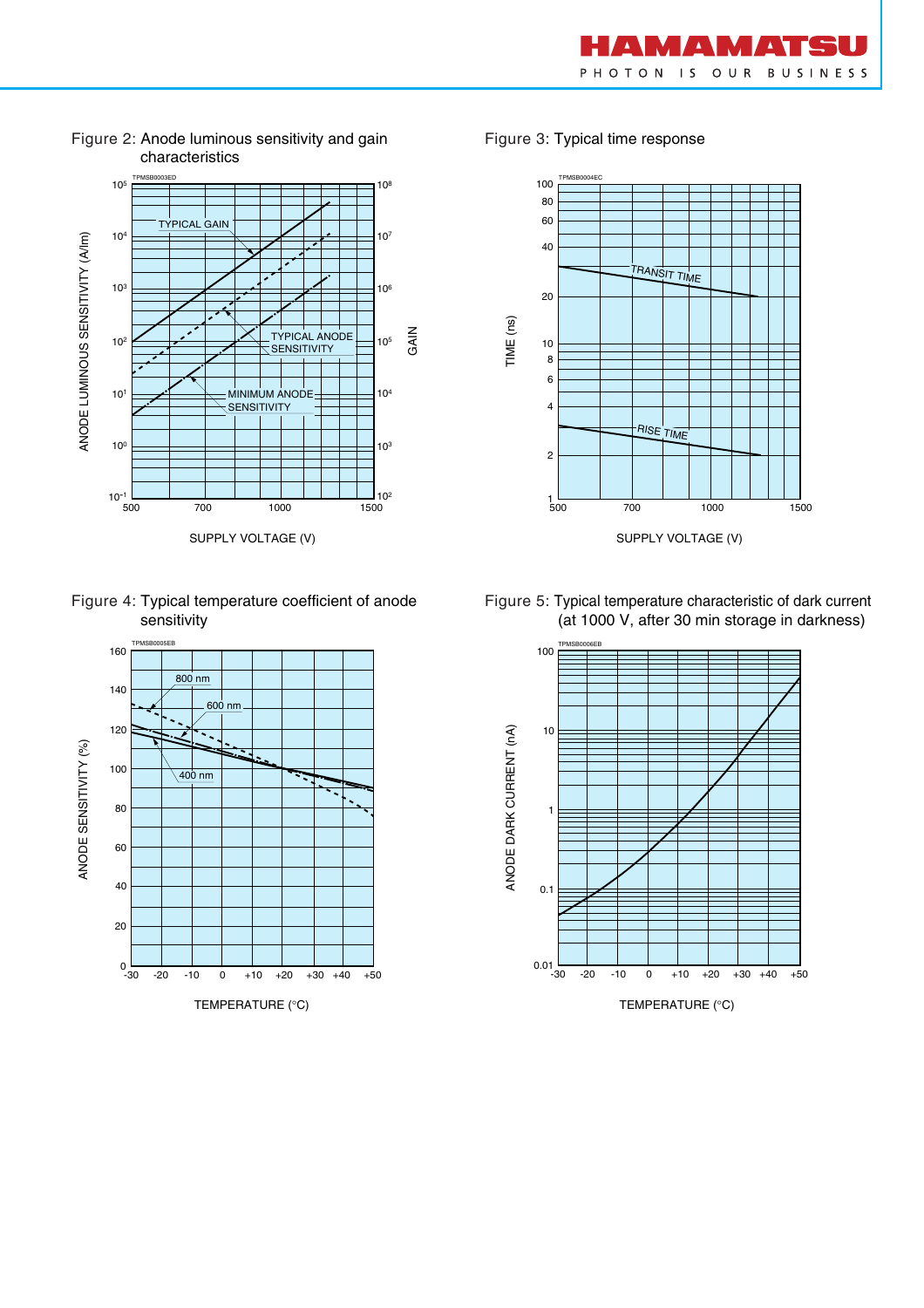Figure 2: Anode luminous sensitivity and gain characteristics

Figure 3: Typical time response

Figure 4: Typical temperature coefficient of anode sensitivity

Figure 5: Typical temperature characteristic of dark current (at 1000 V, after 30 min storage in darkness)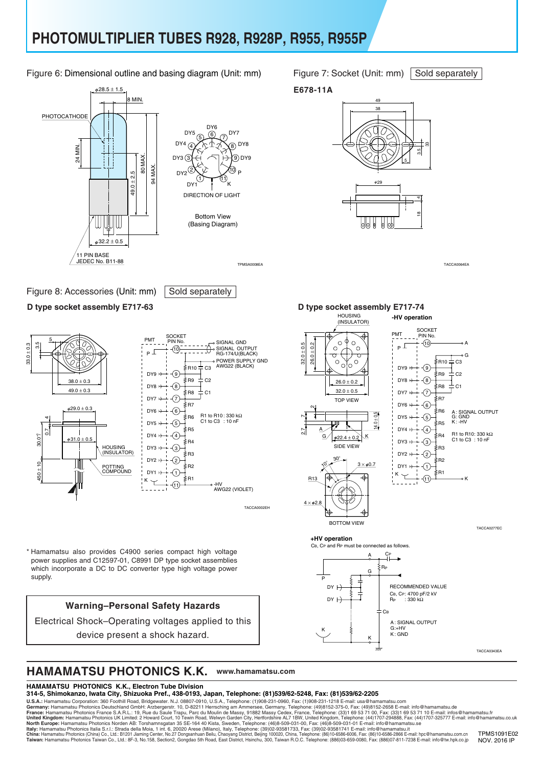# PHOTOMULTIPLIER TUBES R928, R928P, R955, R955P

Figure 6: Dimensional outline and basing diagram (Unit: mm)

φ28.5 ± 1.5
8 MIN.
PHOTOCATHODE
24 MIN.
49.0 ± 2.5
80 MAX.
94 MAX.
φ32.2 ± 0.5
11 PIN BASE
JEDEC No. B11-88

DY6, DY5, DY7, DY4, DY8, DY3, DY9, DY2, P, DY1, K
DIRECTION OF LIGHT

Bottom View
(Basing Diagram)

TPMSA0008EA

Figure 7: Socket (Unit: mm) Sold separately

**E678-11A**

49
38
33
3.5
5
φ29
4
18

TACCA0064EA

Figure 8: Accessories (Unit: mm) Sold separately

**D type socket assembly E717-63**

33.0 ± 0.3
3.5
5
38.0 ± 0.3
49.0 ± 0.3
φ29.0 ± 0.3
4
0.7
30.0
φ31.0 ± 0.5
HOUSING (INSULATOR)
POTTING COMPOUND
450 ± 10

PMT
SOCKET PIN No.
SIGNAL GND
SIGNAL OUTPUT RG-174/U(BLACK)
POWER SUPPLY GND AWG22 (BLACK)
R1 to R10 : 330 kΩ
C1 to C3 : 10 nF
-HV AWG22 (VIOLET)

TACCA0002EH

**D type socket assembly E717-74**

HOUSING (INSULATOR)

-HV operation

32.0 ± 0.5
26.0 ± 0.2
26.0 ± 0.2
32.0 ± 0.5
TOP VIEW
14.0 ± 0.5
φ22.4 ± 0.2
SIDE VIEW
30°
10°
3 × φ0.7
R13
4 × φ2.8
BOTTOM VIEW

PMT
SOCKET PIN No.
A : SIGNAL OUTPUT
G : GND
K : -HV
R1 to R10: 330 kΩ
C1 to C3 : 10 nF

TACCA0277EC

**+HV operation**

CB, CP and RP must be connected as follows.

RECOMMENDED VALUE
CB, CP: 4700 pF/2 kV
RP : 330 kΩ

A : SIGNAL OUTPUT
G:+HV
K : GND

TACCA0343EA

\* Hamamatsu also provides C4900 series compact high voltage power supplies and C12597-01, C8991 DP type socket assemblies which incorporate a DC to DC converter type high voltage power supply.

**Warning–Personal Safety Hazards**

Electrical Shock–Operating voltages applied to this device present a shock hazard.

## HAMAMATSU PHOTONICS K.K. www.hamamatsu.com

**HAMAMATSU PHOTONICS K.K., Electron Tube Division**
**314-5, Shimokanzo, Iwata City, Shizuoka Pref., 438-0193, Japan, Telephone: (81)539/62-5248, Fax: (81)539/62-2205**

**U.S.A.:** Hamamatsu Corporation: 360 Foothill Road, Bridgewater. N.J. 08807-0910, U.S.A., Telephone: (1)908-231-0960, Fax: (1)908-231-1218 E-mail: usa@hamamatsu.com
**Germany:** Hamamatsu Photonics Deutschland GmbH: Arzbergerstr. 10, D-82211 Herrsching am Ammersee, Germany, Telephone: (49)8152-375-0, Fax: (49)8152-2658 E-mail: info@hamamatsu.de
**France:** Hamamatsu Photonics France S.A.R.L.: 19, Rue du Saule Trapu, Parc du Moulin de Massy, 91882 Massy Cedex, France, Telephone: (33)1 69 53 71 00, Fax: (33)1 69 53 71 10 E-mail: infos@hamamatsu.fr
**United Kingdom:** Hamamatsu Photonics UK Limited: 2 Howard Court, 10 Tewin Road, Welwyn Garden City, Hertfordshire AL7 1BW, United Kingdom, Telephone: (44)1707-294888, Fax: (44)1707-325777 E-mail: info@hamamatsu.co.uk
**North Europe:** Hamamatsu Photonics Norden AB: Torshamnsgatan 35 SE-164 40 Kista, Sweden, Telephone: (46)8-509-031-00, Fax: (46)8-509-031-01 E-mail: info@hamamatsu.se
**Italy:** Hamamatsu Photonics Italia S.r.l.: Strada della Moia, 1 int. 6, 20020 Arese (Milano), Italy, Telephone: (39)02-93581733, Fax: (39)02-93581741 E-mail: info@hamamatsu.it
**China:** Hamamatsu Photonics (China) Co., Ltd.: B1201 Jiaming Center, No.27 Dongsanhuan Beilu, Chaoyang District, Beijing 100020, China, Telephone: (86)10-6586-6006, Fax: (86)10-6586-2866 E-mail: hpc@hamamatsu.com.cn
**Taiwan:** Hamamatsu Photonics Taiwan Co., Ltd.: 8F-3, No.158, Section2, Gongdao 5th Road, East District, Hsinchu, 300, Taiwan R.O.C. Telephone: (886)03-659-0080, Fax: (886)07-811-7238 E-mail: info@tw.hpk.co.jp

TPMS1091E02
NOV. 2016 IP